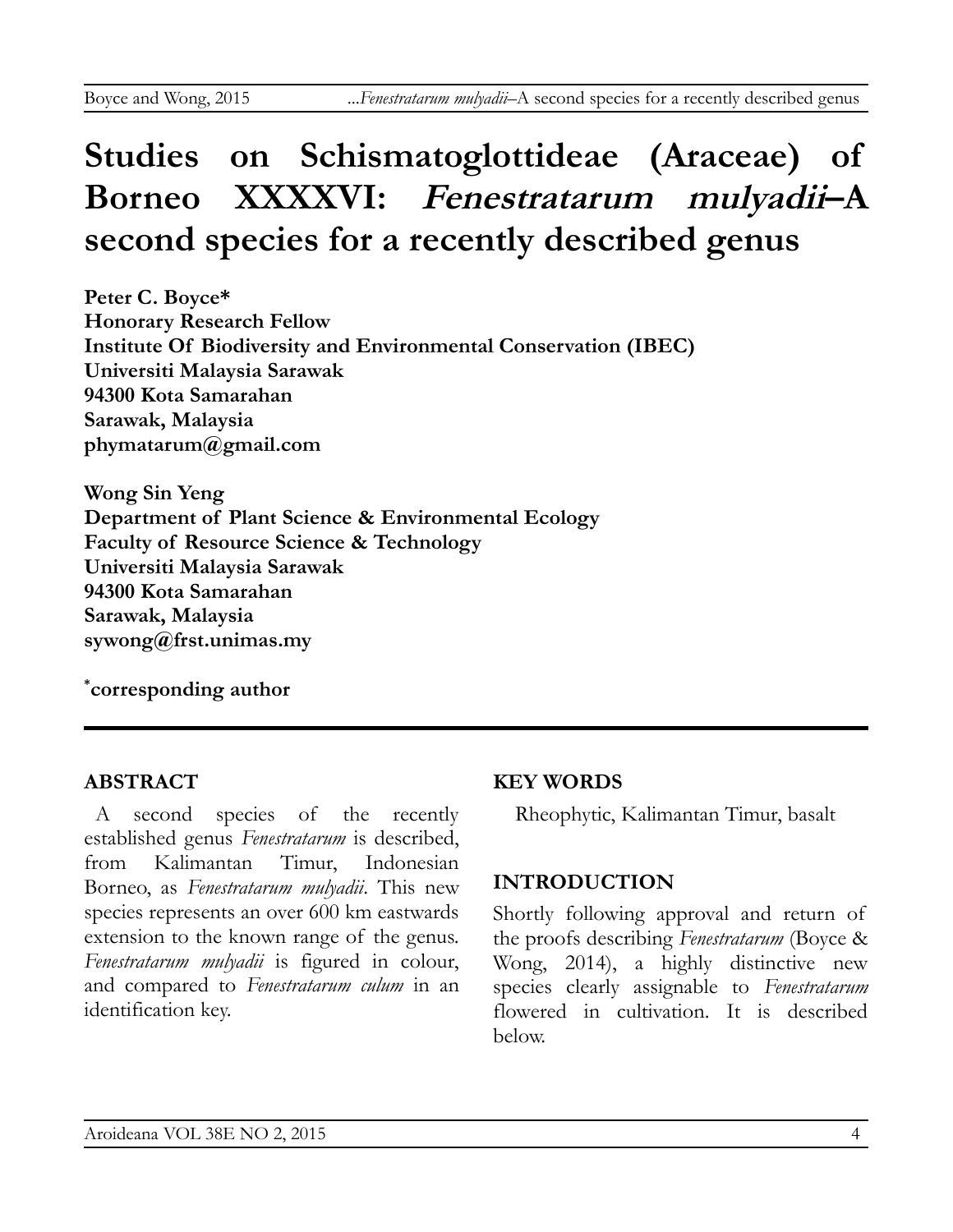# Studies on Schismatoglottideae (Araceae) of Borneo XXXXVI: *Fenestratarum mulyadii*–A second species for a recently described genus

**Peter C. Boyce***
**Honorary Research Fellow**
**Institute Of Biodiversity and Environmental Conservation (IBEC)**
**Universiti Malaysia Sarawak**
**94300 Kota Samarahan**
**Sarawak, Malaysia**
**phymatarum@gmail.com**

**Wong Sin Yeng**
**Department of Plant Science & Environmental Ecology**
**Faculty of Resource Science & Technology**
**Universiti Malaysia Sarawak**
**94300 Kota Samarahan**
**Sarawak, Malaysia**
**sywong@frst.unimas.my**

***corresponding author**

## ABSTRACT

A second species of the recently established genus *Fenestratarum* is described, from Kalimantan Timur, Indonesian Borneo, as *Fenestratarum mulyadii*. This new species represents an over 600 km eastwards extension to the known range of the genus. *Fenestratarum mulyadii* is figured in colour, and compared to *Fenestratarum culum* in an identification key.

## KEY WORDS

Rheophytic, Kalimantan Timur, basalt

## INTRODUCTION

Shortly following approval and return of the proofs describing *Fenestratarum* (Boyce & Wong, 2014), a highly distinctive new species clearly assignable to *Fenestratarum* flowered in cultivation. It is described below.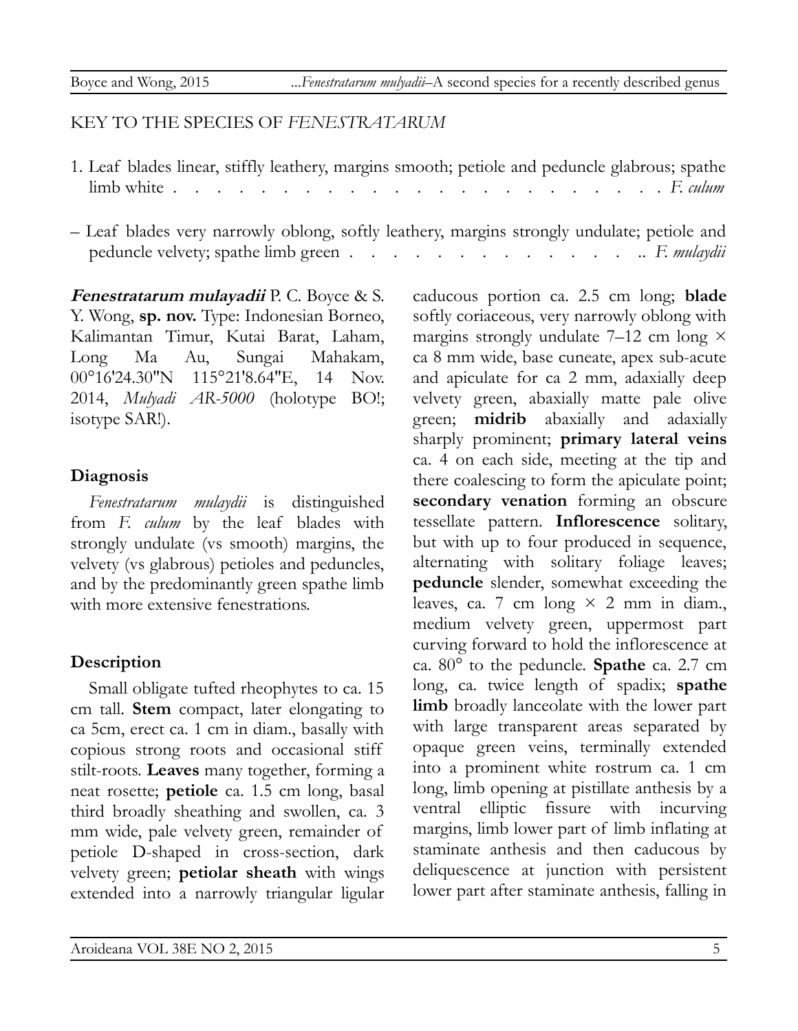KEY TO THE SPECIES OF *FENESTRATARUM*

1. Leaf blades linear, stiffly leathery, margins smooth; petiole and peduncle glabrous; spathe limb white . . . . . . . . . . . . . . . . . . . . . . . . . . *F. culum*

– Leaf blades very narrowly oblong, softly leathery, margins strongly undulate; petiole and peduncle velvety; spathe limb green . . . . . . . . . . . . . . .. *F. mulaydii*

***Fenestratarum mulayadii*** P. C. Boyce & S. Y. Wong, **sp. nov.** Type: Indonesian Borneo, Kalimantan Timur, Kutai Barat, Laham, Long Ma Au, Sungai Mahakam, 00°16'24.30"N 115°21'8.64"E, 14 Nov. 2014, *Mulyadi AR-5000* (holotype BO!; isotype SAR!).

## Diagnosis

*Fenestratarum mulaydii* is distinguished from *F. culum* by the leaf blades with strongly undulate (vs smooth) margins, the velvety (vs glabrous) petioles and peduncles, and by the predominantly green spathe limb with more extensive fenestrations.

## Description

Small obligate tufted rheophytes to ca. 15 cm tall. **Stem** compact, later elongating to ca 5cm, erect ca. 1 cm in diam., basally with copious strong roots and occasional stiff stilt-roots. **Leaves** many together, forming a neat rosette; **petiole** ca. 1.5 cm long, basal third broadly sheathing and swollen, ca. 3 mm wide, pale velvety green, remainder of petiole D-shaped in cross-section, dark velvety green; **petiolar sheath** with wings extended into a narrowly triangular ligular caducous portion ca. 2.5 cm long; **blade** softly coriaceous, very narrowly oblong with margins strongly undulate 7–12 cm long × ca 8 mm wide, base cuneate, apex sub-acute and apiculate for ca 2 mm, adaxially deep velvety green, abaxially matte pale olive green; **midrib** abaxially and adaxially sharply prominent; **primary lateral veins** ca. 4 on each side, meeting at the tip and there coalescing to form the apiculate point; **secondary venation** forming an obscure tessellate pattern. **Inflorescence** solitary, but with up to four produced in sequence, alternating with solitary foliage leaves; **peduncle** slender, somewhat exceeding the leaves, ca. 7 cm long × 2 mm in diam., medium velvety green, uppermost part curving forward to hold the inflorescence at ca. 80° to the peduncle. **Spathe** ca. 2.7 cm long, ca. twice length of spadix; **spathe limb** broadly lanceolate with the lower part with large transparent areas separated by opaque green veins, terminally extended into a prominent white rostrum ca. 1 cm long, limb opening at pistillate anthesis by a ventral elliptic fissure with incurving margins, limb lower part of limb inflating at staminate anthesis and then caducous by deliquescence at junction with persistent lower part after staminate anthesis, falling in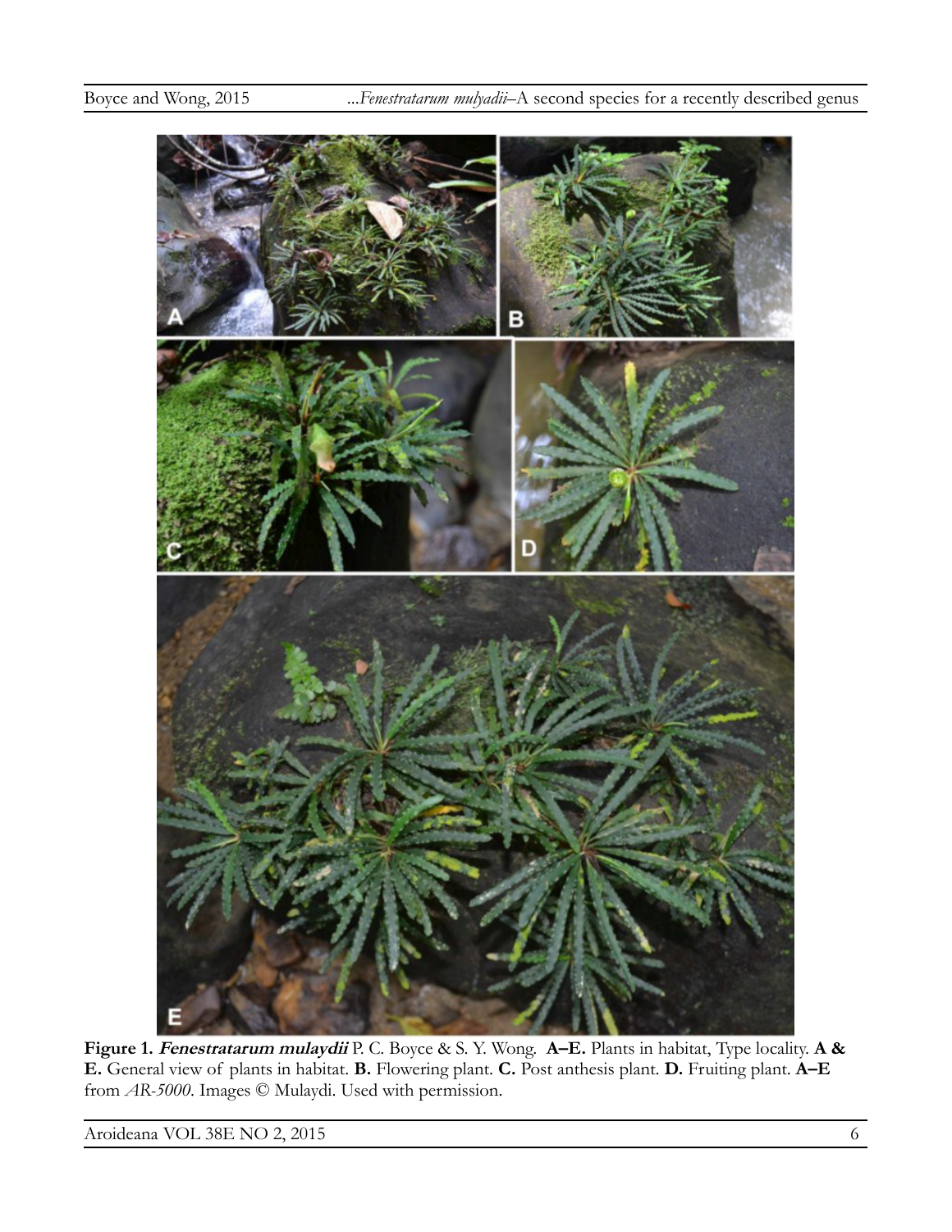**Figure 1.** ***Fenestratarum mulaydii*** P. C. Boyce & S. Y. Wong. **A–E.** Plants in habitat, Type locality. **A & E.** General view of plants in habitat. **B.** Flowering plant. **C.** Post anthesis plant. **D.** Fruiting plant. **A–E** from *AR-5000*. Images © Mulaydi. Used with permission.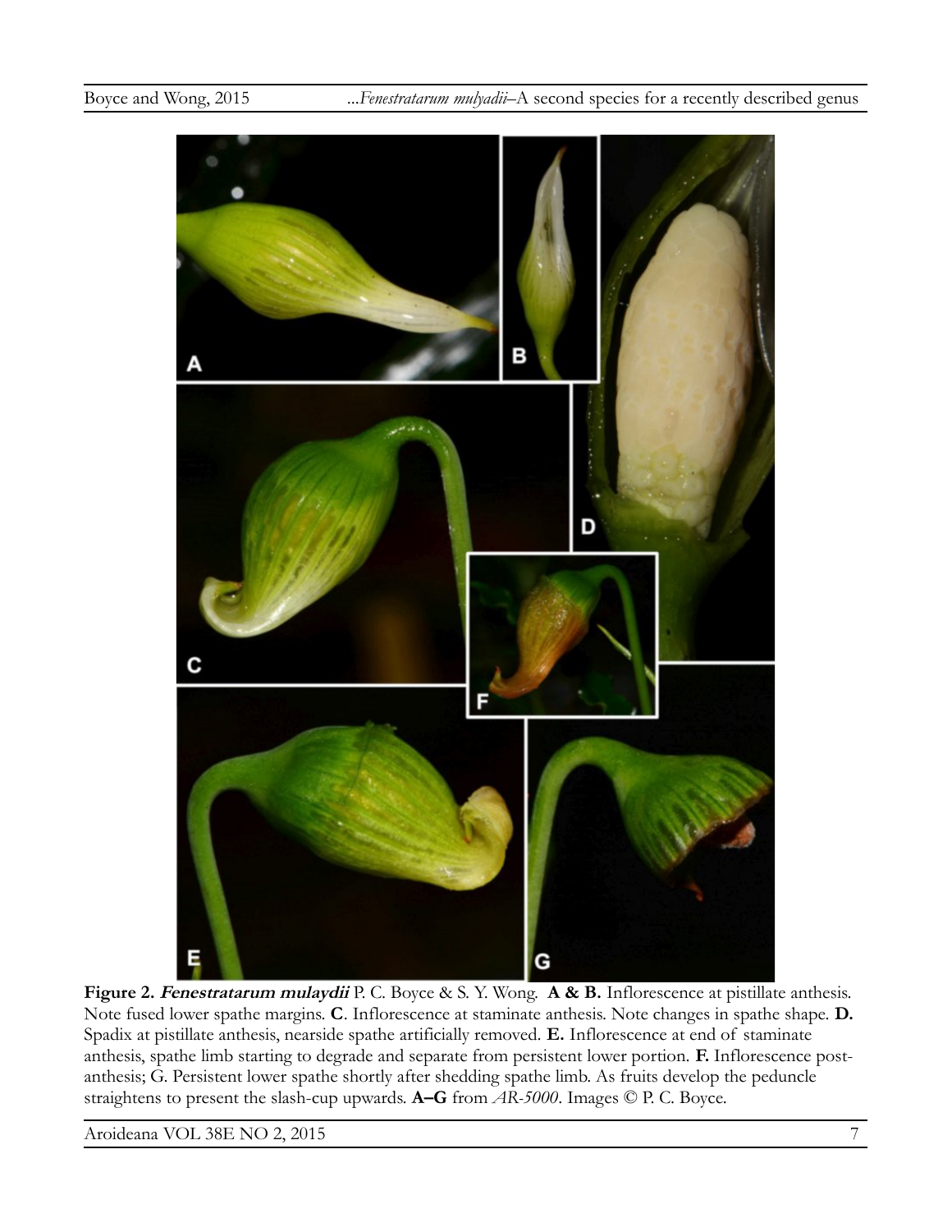**Figure 2. *Fenestratarum mulaydii*** P. C. Boyce & S. Y. Wong. **A & B.** Inflorescence at pistillate anthesis. Note fused lower spathe margins. **C**. Inflorescence at staminate anthesis. Note changes in spathe shape. **D.** Spadix at pistillate anthesis, nearside spathe artificially removed. **E.** Inflorescence at end of staminate anthesis, spathe limb starting to degrade and separate from persistent lower portion. **F.** Inflorescence post-anthesis; G. Persistent lower spathe shortly after shedding spathe limb. As fruits develop the peduncle straightens to present the slash-cup upwards. **A–G** from *AR-5000*. Images © P. C. Boyce.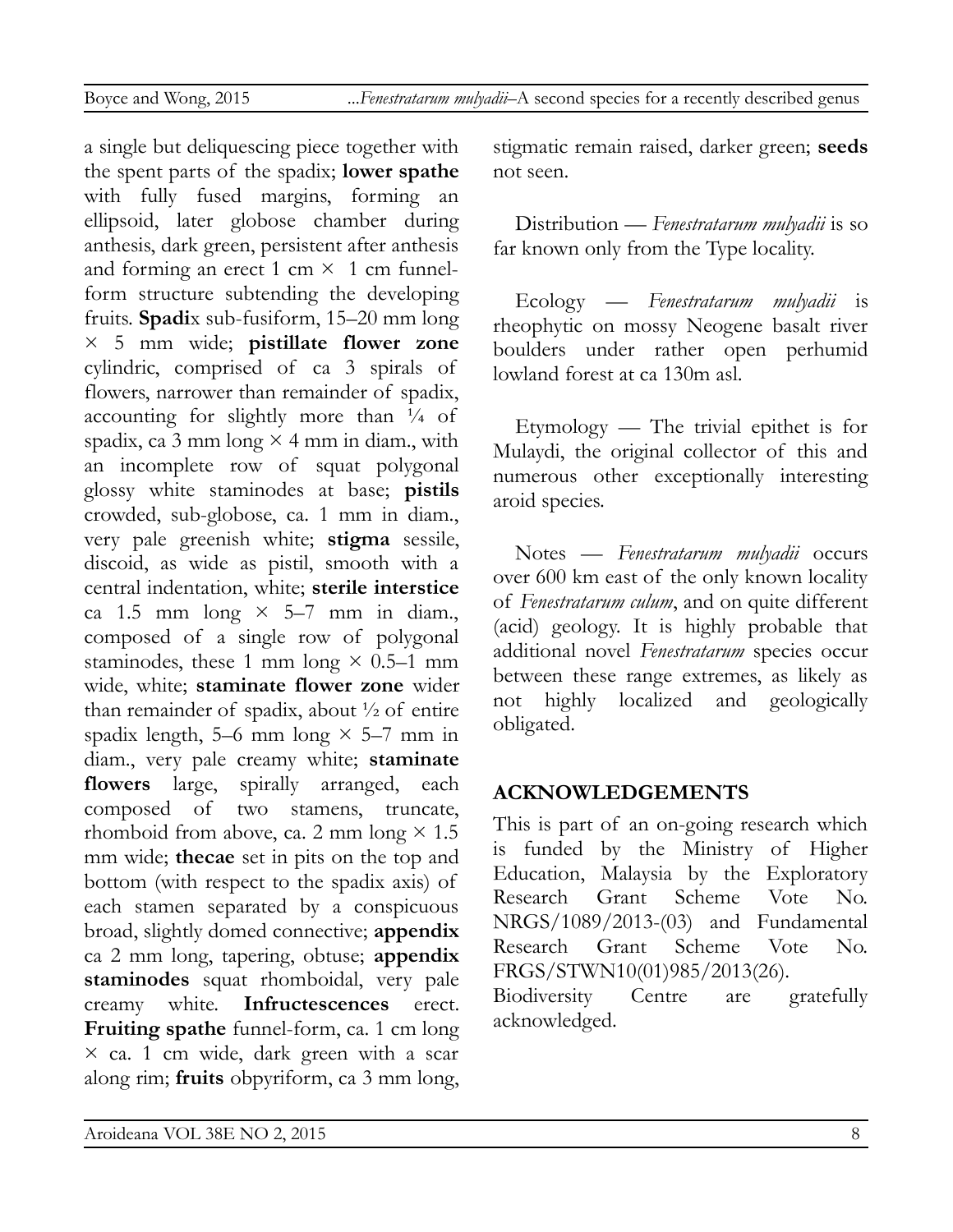a single but deliquescing piece together with the spent parts of the spadix; **lower spathe** with fully fused margins, forming an ellipsoid, later globose chamber during anthesis, dark green, persistent after anthesis and forming an erect 1 cm × 1 cm funnel-form structure subtending the developing fruits. **Spadi**x sub-fusiform, 15–20 mm long × 5 mm wide; **pistillate flower zone** cylindric, comprised of ca 3 spirals of flowers, narrower than remainder of spadix, accounting for slightly more than ¼ of spadix, ca 3 mm long × 4 mm in diam., with an incomplete row of squat polygonal glossy white staminodes at base; **pistils** crowded, sub-globose, ca. 1 mm in diam., very pale greenish white; **stigma** sessile, discoid, as wide as pistil, smooth with a central indentation, white; **sterile interstice** ca 1.5 mm long × 5–7 mm in diam., composed of a single row of polygonal staminodes, these 1 mm long × 0.5–1 mm wide, white; **staminate flower zone** wider than remainder of spadix, about ½ of entire spadix length, 5–6 mm long × 5–7 mm in diam., very pale creamy white; **staminate flowers** large, spirally arranged, each composed of two stamens, truncate, rhomboid from above, ca. 2 mm long × 1.5 mm wide; **thecae** set in pits on the top and bottom (with respect to the spadix axis) of each stamen separated by a conspicuous broad, slightly domed connective; **appendix** ca 2 mm long, tapering, obtuse; **appendix staminodes** squat rhomboidal, very pale creamy white. **Infructescences** erect. **Fruiting spathe** funnel-form, ca. 1 cm long × ca. 1 cm wide, dark green with a scar along rim; **fruits** obpyriform, ca 3 mm long, stigmatic remain raised, darker green; **seeds** not seen.

Distribution — *Fenestratarum mulyadii* is so far known only from the Type locality.

Ecology — *Fenestratarum mulyadii* is rheophytic on mossy Neogene basalt river boulders under rather open perhumid lowland forest at ca 130m asl.

Etymology — The trivial epithet is for Mulaydi, the original collector of this and numerous other exceptionally interesting aroid species.

Notes — *Fenestratarum mulyadii* occurs over 600 km east of the only known locality of *Fenestratarum culum*, and on quite different (acid) geology. It is highly probable that additional novel *Fenestratarum* species occur between these range extremes, as likely as not highly localized and geologically obligated.

## ACKNOWLEDGEMENTS

This is part of an on-going research which is funded by the Ministry of Higher Education, Malaysia by the Exploratory Research Grant Scheme Vote No. NRGS/1089/2013-(03) and Fundamental Research Grant Scheme Vote No. FRGS/STWN10(01)985/2013(26). Biodiversity Centre are gratefully acknowledged.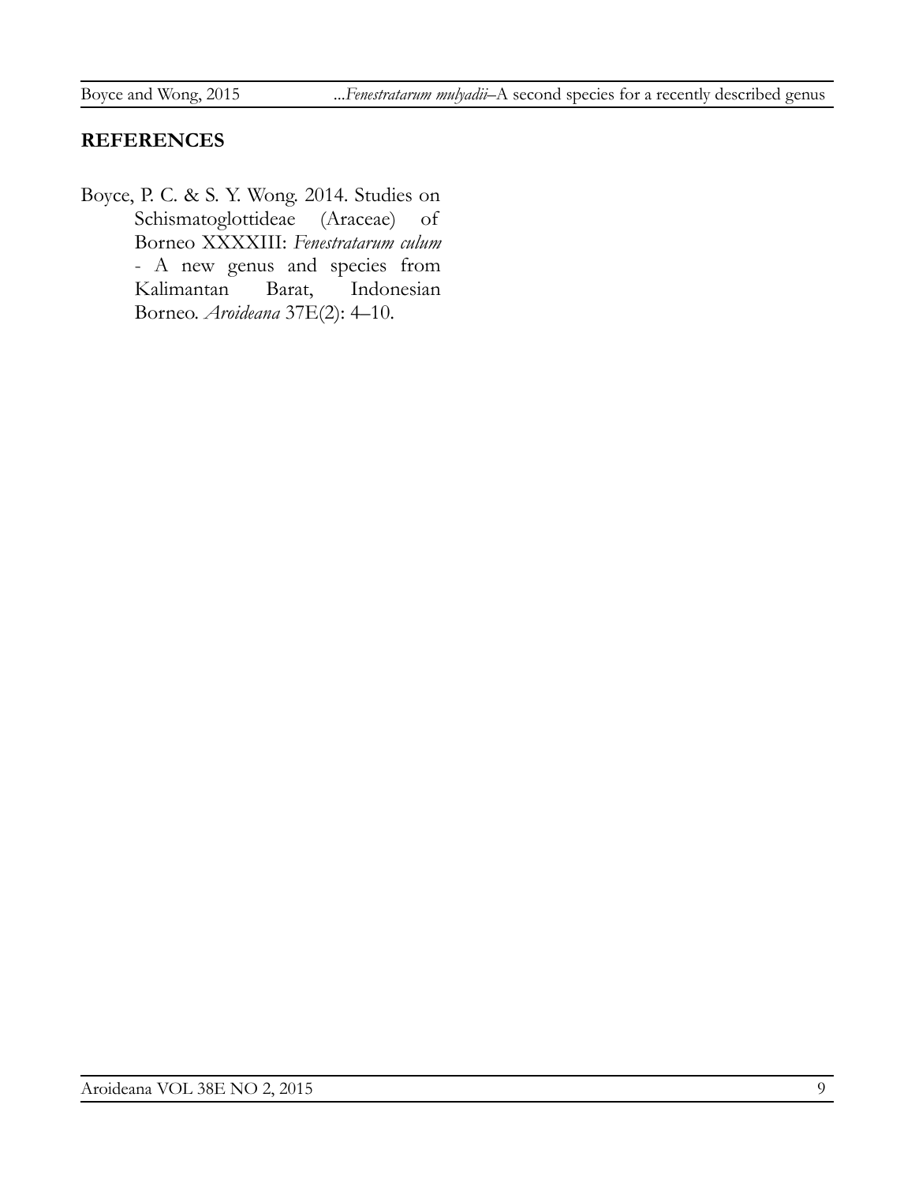## REFERENCES

Boyce, P. C. & S. Y. Wong. 2014. Studies on Schismatoglottideae (Araceae) of Borneo XXXXIII: *Fenestratarum culum* - A new genus and species from Kalimantan Barat, Indonesian Borneo. *Aroideana* 37E(2): 4–10.